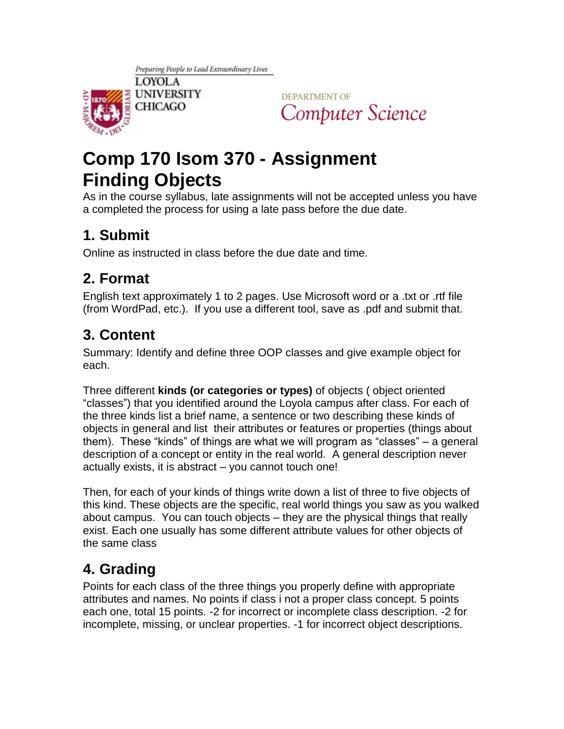Preparing People to Lead Extraordinary Lives

LOYOLA UNIVERSITY CHICAGO

DEPARTMENT OF Computer Science

# Comp 170 Isom 370 - Assignment Finding Objects

As in the course syllabus, late assignments will not be accepted unless you have a completed the process for using a late pass before the due date.

## 1. Submit

Online as instructed in class before the due date and time.

## 2. Format

English text approximately 1 to 2 pages. Use Microsoft word or a .txt or .rtf file (from WordPad, etc.). If you use a different tool, save as .pdf and submit that.

## 3. Content

Summary: Identify and define three OOP classes and give example object for each.

Three different **kinds (or categories or types)** of objects ( object oriented “classes”) that you identified around the Loyola campus after class. For each of the three kinds list a brief name, a sentence or two describing these kinds of objects in general and list their attributes or features or properties (things about them). These “kinds” of things are what we will program as “classes” – a general description of a concept or entity in the real world. A general description never actually exists, it is abstract – you cannot touch one!

Then, for each of your kinds of things write down a list of three to five objects of this kind. These objects are the specific, real world things you saw as you walked about campus. You can touch objects – they are the physical things that really exist. Each one usually has some different attribute values for other objects of the same class

## 4. Grading

Points for each class of the three things you properly define with appropriate attributes and names. No points if class i not a proper class concept. 5 points each one, total 15 points. -2 for incorrect or incomplete class description. -2 for incomplete, missing, or unclear properties. -1 for incorrect object descriptions.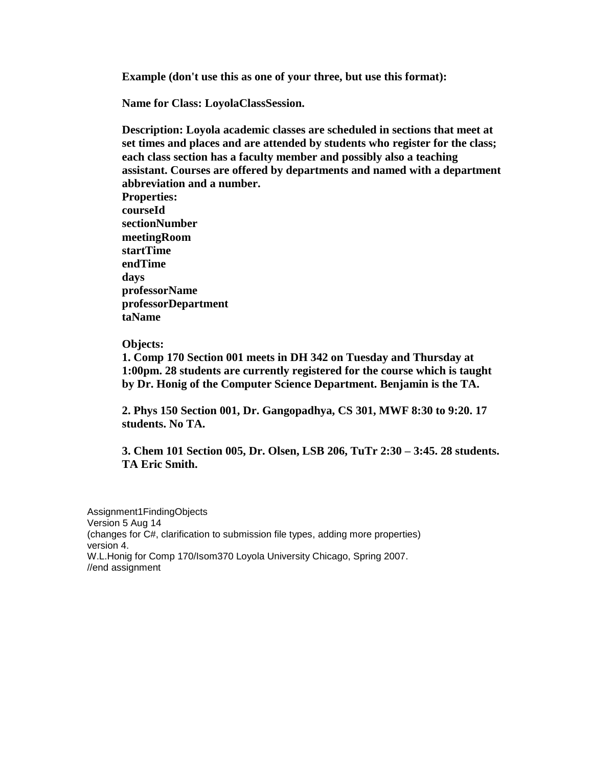**Example (don't use this as one of your three, but use this format):**

**Name for Class: LoyolaClassSession.**

**Description: Loyola academic classes are scheduled in sections that meet at set times and places and are attended by students who register for the class; each class section has a faculty member and possibly also a teaching assistant. Courses are offered by departments and named with a department abbreviation and a number.**
**Properties:**
**courseId**
**sectionNumber**
**meetingRoom**
**startTime**
**endTime**
**days**
**professorName**
**professorDepartment**
**taName**

**Objects:**
**1. Comp 170 Section 001 meets in DH 342 on Tuesday and Thursday at 1:00pm. 28 students are currently registered for the course which is taught by Dr. Honig of the Computer Science Department. Benjamin is the TA.**

**2. Phys 150 Section 001, Dr. Gangopadhya, CS 301, MWF 8:30 to 9:20. 17 students. No TA.**

**3. Chem 101 Section 005, Dr. Olsen, LSB 206, TuTr 2:30 – 3:45. 28 students. TA Eric Smith.**

Assignment1FindingObjects
Version 5 Aug 14
(changes for C#, clarification to submission file types, adding more properties)
version 4.
W.L.Honig for Comp 170/Isom370 Loyola University Chicago, Spring 2007.
//end assignment